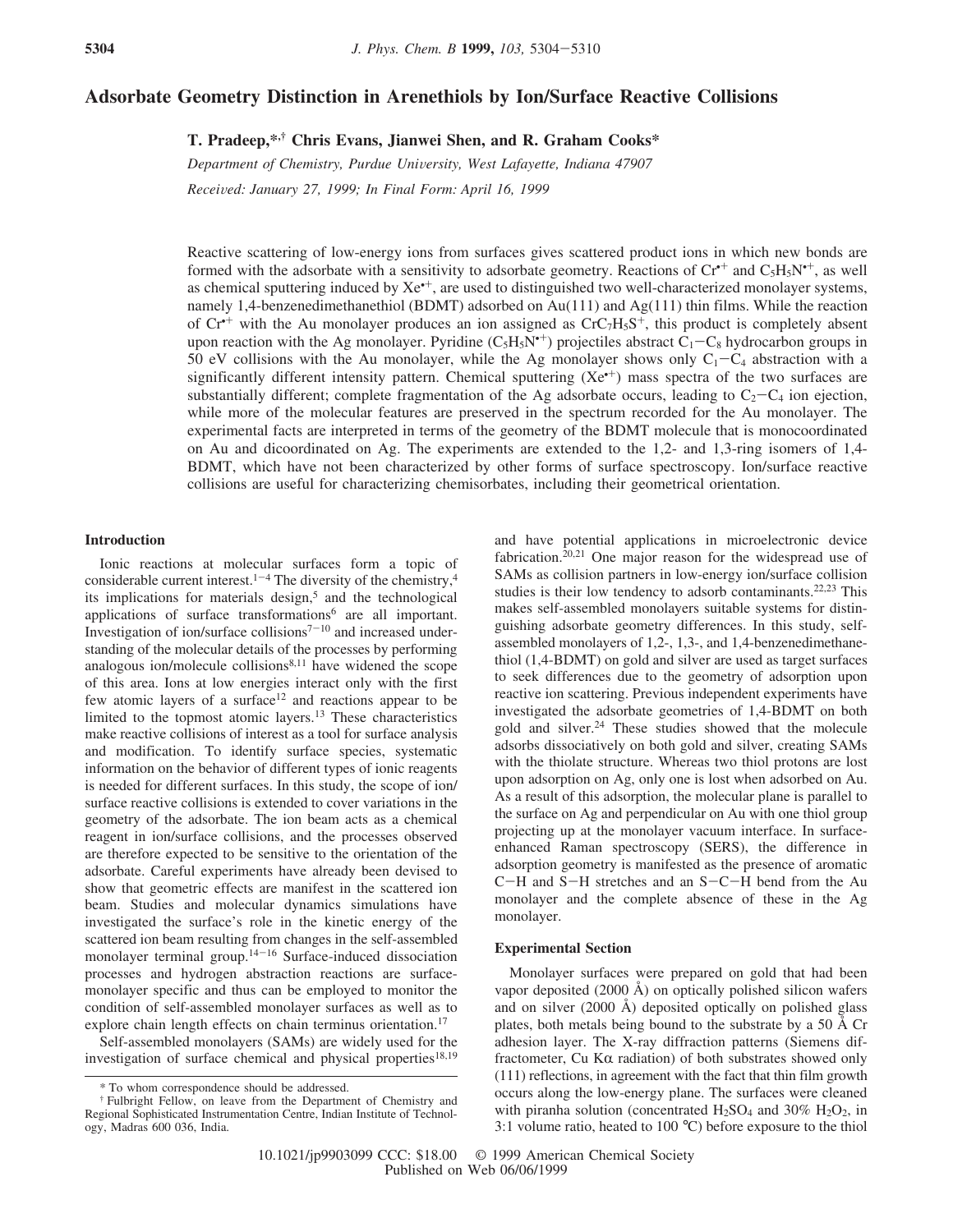# Adsorbate Geometry Distinction in Arenethiols by Ion/Surface Reactive Collisions

**T. Pradeep,\*[†] Chris Evans, Jianwei Shen, and R. Graham Cooks\***

*Department of Chemistry, Purdue University, West Lafayette, Indiana 47907*

*Received: January 27, 1999; In Final Form: April 16, 1999*

Reactive scattering of low-energy ions from surfaces gives scattered product ions in which new bonds are formed with the adsorbate with a sensitivity to adsorbate geometry. Reactions of $Cr^{\bullet+}$ and $C_5H_5N^{\bullet+}$, as well as chemical sputtering induced by $Xe^{\bullet+}$, are used to distinguished two well-characterized monolayer systems, namely 1,4-benzenedimethanethiol (BDMT) adsorbed on Au(111) and Ag(111) thin films. While the reaction of $Cr^{\bullet+}$ with the Au monolayer produces an ion assigned as $CrC_7H_5S^+$, this product is completely absent upon reaction with the Ag monolayer. Pyridine ($C_5H_5N^{\bullet+}$) projectiles abstract $C_1-C_8$ hydrocarbon groups in 50 eV collisions with the Au monolayer, while the Ag monolayer shows only $C_1-C_4$ abstraction with a significantly different intensity pattern. Chemical sputtering ($Xe^{\bullet+}$) mass spectra of the two surfaces are substantially different; complete fragmentation of the Ag adsorbate occurs, leading to $C_2-C_4$ ion ejection, while more of the molecular features are preserved in the spectrum recorded for the Au monolayer. The experimental facts are interpreted in terms of the geometry of the BDMT molecule that is monocoordinated on Au and dicoordinated on Ag. The experiments are extended to the 1,2- and 1,3-ring isomers of 1,4-BDMT, which have not been characterized by other forms of surface spectroscopy. Ion/surface reactive collisions are useful for characterizing chemisorbates, including their geometrical orientation.

## Introduction

Ionic reactions at molecular surfaces form a topic of considerable current interest.[1-4] The diversity of the chemistry,[4] its implications for materials design,[5] and the technological applications of surface transformations[6] are all important. Investigation of ion/surface collisions[7-10] and increased understanding of the molecular details of the processes by performing analogous ion/molecule collisions[8,11] have widened the scope of this area. Ions at low energies interact only with the first few atomic layers of a surface[12] and reactions appear to be limited to the topmost atomic layers.[13] These characteristics make reactive collisions of interest as a tool for surface analysis and modification. To identify surface species, systematic information on the behavior of different types of ionic reagents is needed for different surfaces. In this study, the scope of ion/surface reactive collisions is extended to cover variations in the geometry of the adsorbate. The ion beam acts as a chemical reagent in ion/surface collisions, and the processes observed are therefore expected to be sensitive to the orientation of the adsorbate. Careful experiments have already been devised to show that geometric effects are manifest in the scattered ion beam. Studies and molecular dynamics simulations have investigated the surface's role in the kinetic energy of the scattered ion beam resulting from changes in the self-assembled monolayer terminal group.[14-16] Surface-induced dissociation processes and hydrogen abstraction reactions are surface-monolayer specific and thus can be employed to monitor the condition of self-assembled monolayer surfaces as well as to explore chain length effects on chain terminus orientation.[17]

Self-assembled monolayers (SAMs) are widely used for the investigation of surface chemical and physical properties[18,19] and have potential applications in microelectronic device fabrication.[20,21] One major reason for the widespread use of SAMs as collision partners in low-energy ion/surface collision studies is their low tendency to adsorb contaminants.[22,23] This makes self-assembled monolayers suitable systems for distinguishing adsorbate geometry differences. In this study, self-assembled monolayers of 1,2-, 1,3-, and 1,4-benzenedimethanethiol (1,4-BDMT) on gold and silver are used as target surfaces to seek differences due to the geometry of adsorption upon reactive ion scattering. Previous independent experiments have investigated the adsorbate geometries of 1,4-BDMT on both gold and silver.[24] These studies showed that the molecule adsorbs dissociatively on both gold and silver, creating SAMs with the thiolate structure. Whereas two thiol protons are lost upon adsorption on Ag, only one is lost when adsorbed on Au. As a result of this adsorption, the molecular plane is parallel to the surface on Ag and perpendicular on Au with one thiol group projecting up at the monolayer vacuum interface. In surface-enhanced Raman spectroscopy (SERS), the difference in adsorption geometry is manifested as the presence of aromatic C−H and S−H stretches and an S−C−H bend from the Au monolayer and the complete absence of these in the Ag monolayer.

## Experimental Section

Monolayer surfaces were prepared on gold that had been vapor deposited (2000 Å) on optically polished silicon wafers and on silver (2000 Å) deposited optically on polished glass plates, both metals being bound to the substrate by a 50 Å Cr adhesion layer. The X-ray diffraction patterns (Siemens diffractometer, Cu Kα radiation) of both substrates showed only (111) reflections, in agreement with the fact that thin film growth occurs along the low-energy plane. The surfaces were cleaned with piranha solution (concentrated $H_2SO_4$ and 30% $H_2O_2$, in 3:1 volume ratio, heated to 100 °C) before exposure to the thiol

\* To whom correspondence should be addressed.

† Fulbright Fellow, on leave from the Department of Chemistry and Regional Sophisticated Instrumentation Centre, Indian Institute of Technology, Madras 600 036, India.

10.1021/jp9903099 CCC: $18.00 © 1999 American Chemical Society
Published on Web 06/06/1999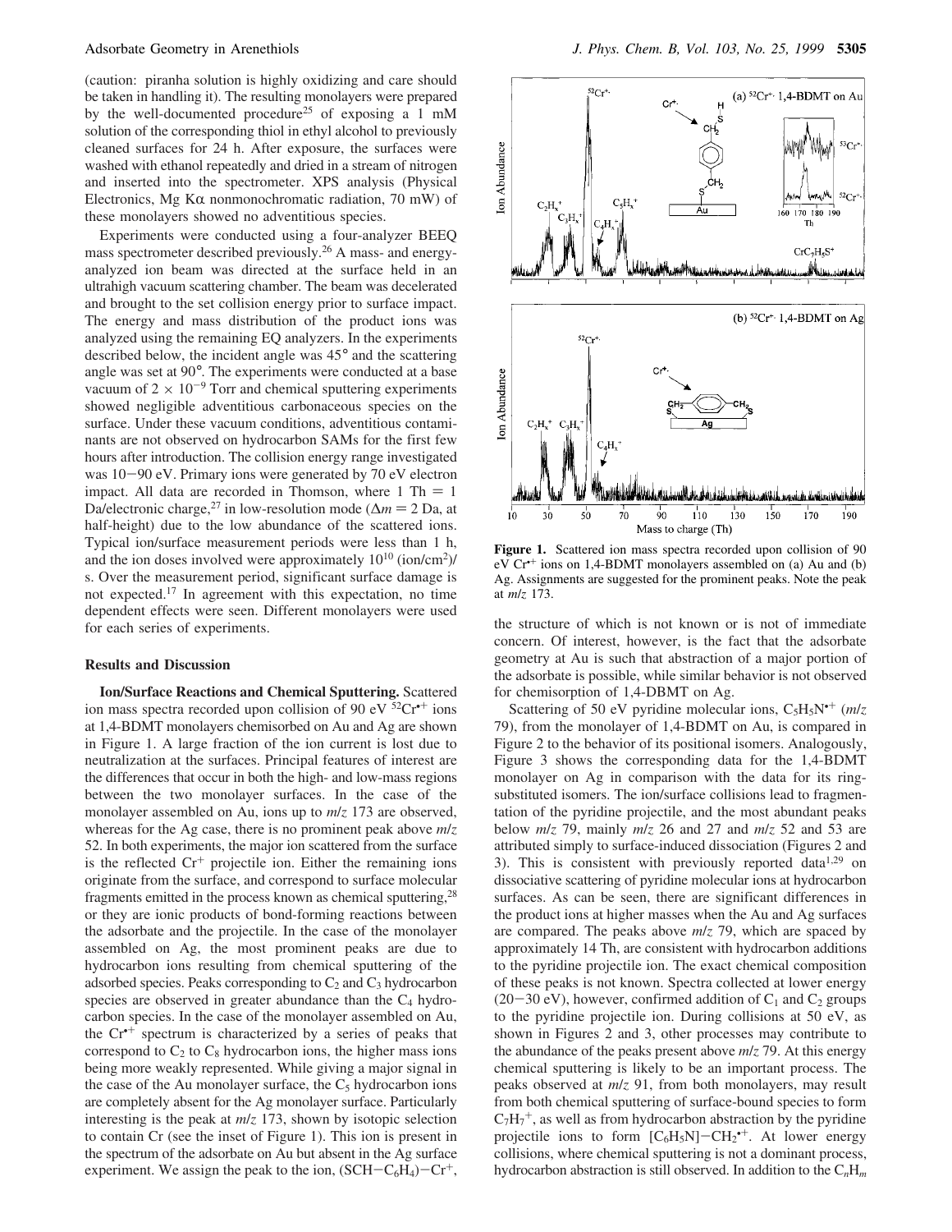(caution: piranha solution is highly oxidizing and care should be taken in handling it). The resulting monolayers were prepared by the well-documented procedure[25] of exposing a 1 mM solution of the corresponding thiol in ethyl alcohol to previously cleaned surfaces for 24 h. After exposure, the surfaces were washed with ethanol repeatedly and dried in a stream of nitrogen and inserted into the spectrometer. XPS analysis (Physical Electronics, Mg Kα nonmonochromatic radiation, 70 mW) of these monolayers showed no adventitious species.

Experiments were conducted using a four-analyzer BEEQ mass spectrometer described previously.[26] A mass- and energy-analyzed ion beam was directed at the surface held in an ultrahigh vacuum scattering chamber. The beam was decelerated and brought to the set collision energy prior to surface impact. The energy and mass distribution of the product ions was analyzed using the remaining EQ analyzers. In the experiments described below, the incident angle was 45° and the scattering angle was set at 90°. The experiments were conducted at a base vacuum of $2 \times 10^{-9}$ Torr and chemical sputtering experiments showed negligible adventitious carbonaceous species on the surface. Under these vacuum conditions, adventitious contaminants are not observed on hydrocarbon SAMs for the first few hours after introduction. The collision energy range investigated was 10−90 eV. Primary ions were generated by 70 eV electron impact. All data are recorded in Thomson, where 1 Th = 1 Da/electronic charge,[27] in low-resolution mode ($\Delta m$ = 2 Da, at half-height) due to the low abundance of the scattered ions. Typical ion/surface measurement periods were less than 1 h, and the ion doses involved were approximately $10^{10}$ (ion/cm$^2$)/s. Over the measurement period, significant surface damage is not expected.[17] In agreement with this expectation, no time dependent effects were seen. Different monolayers were used for each series of experiments.

## Results and Discussion

**Ion/Surface Reactions and Chemical Sputtering.** Scattered ion mass spectra recorded upon collision of 90 eV $^{52}Cr^{\bullet+}$ ions at 1,4-BDMT monolayers chemisorbed on Au and Ag are shown in Figure 1. A large fraction of the ion current is lost due to neutralization at the surfaces. Principal features of interest are the differences that occur in both the high- and low-mass regions between the two monolayer surfaces. In the case of the monolayer assembled on Au, ions up to *m*/*z* 173 are observed, whereas for the Ag case, there is no prominent peak above *m*/*z* 52. In both experiments, the major ion scattered from the surface is the reflected $Cr^+$ projectile ion. Either the remaining ions originate from the surface, and correspond to surface molecular fragments emitted in the process known as chemical sputtering,[28] or they are ionic products of bond-forming reactions between the adsorbate and the projectile. In the case of the monolayer assembled on Ag, the most prominent peaks are due to hydrocarbon ions resulting from chemical sputtering of the adsorbed species. Peaks corresponding to $C_2$ and $C_3$ hydrocarbon species are observed in greater abundance than the $C_4$ hydrocarbon species. In the case of the monolayer assembled on Au, the $Cr^{\bullet+}$ spectrum is characterized by a series of peaks that correspond to $C_2$ to $C_8$ hydrocarbon ions, the higher mass ions being more weakly represented. While giving a major signal in the case of the Au monolayer surface, the $C_5$ hydrocarbon ions are completely absent for the Ag monolayer surface. Particularly interesting is the peak at *m*/*z* 173, shown by isotopic selection to contain Cr (see the inset of Figure 1). This ion is present in the spectrum of the adsorbate on Au but absent in the Ag surface experiment. We assign the peak to the ion, $(SCH-C_6H_4)-Cr^+$, the structure of which is not known or is not of immediate concern. Of interest, however, is the fact that the adsorbate geometry at Au is such that abstraction of a major portion of the adsorbate is possible, while similar behavior is not observed for chemisorption of 1,4-DBMT on Ag.

(a) $^{52}Cr^{\bullet+}$ 1,4-BDMT on Au

(b) $^{52}Cr^{\bullet+}$ 1,4-BDMT on Ag

Ion Abundance

Mass to charge (Th)

**Figure 1.** Scattered ion mass spectra recorded upon collision of 90 eV $Cr^{\bullet+}$ ions on 1,4-BDMT monolayers assembled on (a) Au and (b) Ag. Assignments are suggested for the prominent peaks. Note the peak at *m*/*z* 173.

Scattering of 50 eV pyridine molecular ions, $C_5H_5N^{\bullet+}$ (*m*/*z* 79), from the monolayer of 1,4-BDMT on Au, is compared in Figure 2 to the behavior of its positional isomers. Analogously, Figure 3 shows the corresponding data for the 1,4-BDMT monolayer on Ag in comparison with the data for its ring-substituted isomers. The ion/surface collisions lead to fragmentation of the pyridine projectile, and the most abundant peaks below *m*/*z* 79, mainly *m*/*z* 26 and 27 and *m*/*z* 52 and 53 are attributed simply to surface-induced dissociation (Figures 2 and 3). This is consistent with previously reported data[1,29] on dissociative scattering of pyridine molecular ions at hydrocarbon surfaces. As can be seen, there are significant differences in the product ions at higher masses when the Au and Ag surfaces are compared. The peaks above *m*/*z* 79, which are spaced by approximately 14 Th, are consistent with hydrocarbon additions to the pyridine projectile ion. The exact chemical composition of these peaks is not known. Spectra collected at lower energy (20−30 eV), however, confirmed addition of $C_1$ and $C_2$ groups to the pyridine projectile ion. During collisions at 50 eV, as shown in Figures 2 and 3, other processes may contribute to the abundance of the peaks present above *m*/*z* 79. At this energy chemical sputtering is likely to be an important process. The peaks observed at *m*/*z* 91, from both monolayers, may result from both chemical sputtering of surface-bound species to form $C_7H_7^+$, as well as from hydrocarbon abstraction by the pyridine projectile ions to form $[C_6H_5N]-CH_2^{\bullet+}$. At lower energy collisions, where chemical sputtering is not a dominant process, hydrocarbon abstraction is still observed. In addition to the $C_nH_m$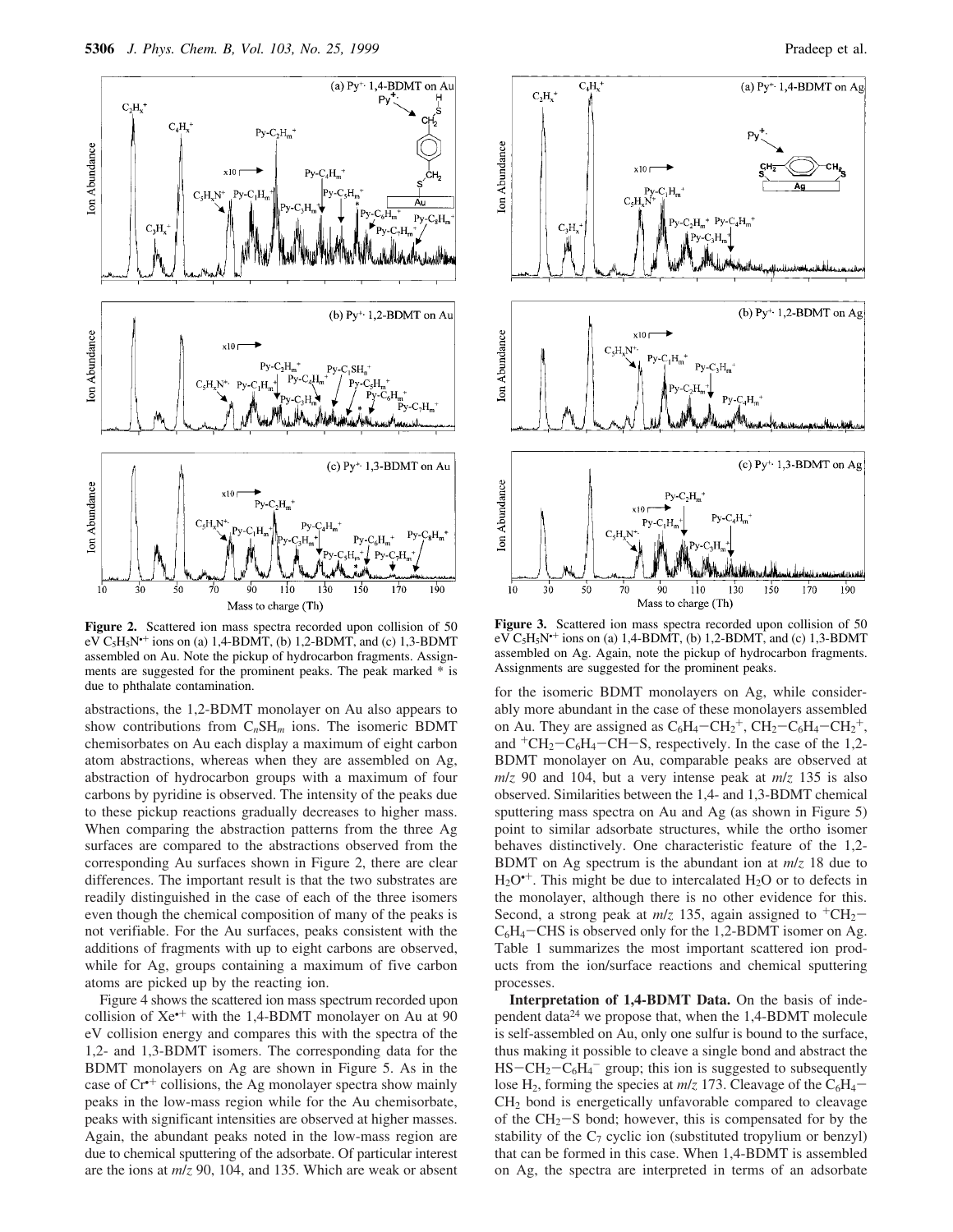Ion Abundance

(a) Py$^{+\cdot}$ 1,4-BDMT on Au

$C_2H_x^+$

$C_4H_x^+$

$C_3H_x^+$

x10

$C_5H_xN^+$

Py-$C_1H_m^+$

Py-$C_2H_m^+$

Py-$C_3H_m^+$

Py-$C_4H_m^+$

Py-$C_5H_m^+$

Py-$C_6H_m^+$

Py-$C_7H_m^+$

Py-$C_8H_m^+$

Au

(b) Py$^{+\cdot}$ 1,2-BDMT on Au

x10

$C_5H_xN^{+\cdot}$

Py-$C_1H_m^+$

Py-$C_2H_m^+$

Py-$C_3H_m^+$

Py-$C_4H_m^+$

Py-$C_1SH_m^+$

Py-$C_5H_m^+$

Py-$C_6H_m^+$

Py-$C_7H_m^+$

(c) Py$^{+\cdot}$ 1,3-BDMT on Au

x10

$C_5H_xN^{+\cdot}$

Py-$C_1H_m^+$

Py-$C_2H_m^+$

Py-$C_3H_m^+$

Py-$C_4H_m^+$

Py-$C_5H_m^+$

Py-$C_6H_m^+$

Py-$C_7H_m^+$

Py-$C_8H_m^+$

10 30 50 70 90 110 130 150 170 190

Mass to charge (Th)

**Figure 2.** Scattered ion mass spectra recorded upon collision of 50 eV $C_5H_5N^{\bullet+}$ ions on (a) 1,4-BDMT, (b) 1,2-BDMT, and (c) 1,3-BDMT assembled on Au. Note the pickup of hydrocarbon fragments. Assignments are suggested for the prominent peaks. The peak marked * is due to phthalate contamination.

Ion Abundance

(a) Py$^{+\cdot}$ 1,4-BDMT on Ag

$C_2H_x^+$

$C_4H_x^+$

$C_3H_x^+$

x10

$C_5H_xN^+$

Py-$C_1H_m^+$

Py-$C_2H_m^+$

Py-$C_3H_m^+$

Py-$C_4H_m^+$

Ag

(b) Py$^{+\cdot}$ 1,2-BDMT on Ag

x10

$C_5H_xN^{+\cdot}$

Py-$C_1H_m^+$

Py-$C_2H_m^+$

Py-$C_3H_m^+$

Py-$C_4H_m^+$

(c) Py$^{+\cdot}$ 1,3-BDMT on Ag

x10

$C_5H_xN^{+\cdot}$

Py-$C_1H_m^+$

Py-$C_2H_m^+$

Py-$C_3H_m^+$

Py-$C_4H_m^+$

10 30 50 70 90 110 130 150 170 190

Mass to charge (Th)

**Figure 3.** Scattered ion mass spectra recorded upon collision of 50 eV $C_5H_5N^{\bullet+}$ ions on (a) 1,4-BDMT, (b) 1,2-BDMT, and (c) 1,3-BDMT assembled on Ag. Again, note the pickup of hydrocarbon fragments. Assignments are suggested for the prominent peaks.

abstractions, the 1,2-BDMT monolayer on Au also appears to show contributions from $C_nSH_m$ ions. The isomeric BDMT chemisorbates on Au each display a maximum of eight carbon atom abstractions, whereas when they are assembled on Ag, abstraction of hydrocarbon groups with a maximum of four carbons by pyridine is observed. The intensity of the peaks due to these pickup reactions gradually decreases to higher mass. When comparing the abstraction patterns from the three Ag surfaces are compared to the abstractions observed from the corresponding Au surfaces shown in Figure 2, there are clear differences. The important result is that the two substrates are readily distinguished in the case of each of the three isomers even though the chemical composition of many of the peaks is not verifiable. For the Au surfaces, peaks consistent with the additions of fragments with up to eight carbons are observed, while for Ag, groups containing a maximum of five carbon atoms are picked up by the reacting ion.

Figure 4 shows the scattered ion mass spectrum recorded upon collision of $Xe^{\bullet+}$ with the 1,4-BDMT monolayer on Au at 90 eV collision energy and compares this with the spectra of the 1,2- and 1,3-BDMT isomers. The corresponding data for the BDMT monolayers on Ag are shown in Figure 5. As in the case of $Cr^{\bullet+}$ collisions, the Ag monolayer spectra show mainly peaks in the low-mass region while for the Au chemisorbate, peaks with significant intensities are observed at higher masses. Again, the abundant peaks noted in the low-mass region are due to chemical sputtering of the adsorbate. Of particular interest are the ions at $m/z$ 90, 104, and 135. Which are weak or absent for the isomeric BDMT monolayers on Ag, while considerably more abundant in the case of these monolayers assembled on Au. They are assigned as $C_6H_4{-}CH_2^+$, $CH_2{-}C_6H_4{-}CH_2^+$, and $^+CH_2{-}C_6H_4{-}CH{-}S$, respectively. In the case of the 1,2-BDMT monolayer on Au, comparable peaks are observed at $m/z$ 90 and 104, but a very intense peak at $m/z$ 135 is also observed. Similarities between the 1,4- and 1,3-BDMT chemical sputtering mass spectra on Au and Ag (as shown in Figure 5) point to similar adsorbate structures, while the ortho isomer behaves distinctively. One characteristic feature of the 1,2-BDMT on Ag spectrum is the abundant ion at $m/z$ 18 due to $H_2O^{\bullet+}$. This might be due to intercalated $H_2O$ or to defects in the monolayer, although there is no other evidence for this. Second, a strong peak at $m/z$ 135, again assigned to $^+CH_2{-}C_6H_4{-}CHS$ is observed only for the 1,2-BDMT isomer on Ag. Table 1 summarizes the most important scattered ion products from the ion/surface reactions and chemical sputtering processes.

**Interpretation of 1,4-BDMT Data.** On the basis of independent data[24] we propose that, when the 1,4-BDMT molecule is self-assembled on Au, only one sulfur is bound to the surface, thus making it possible to cleave a single bond and abstract the $HS{-}CH_2{-}C_6H_4^-$ group; this ion is suggested to subsequently lose $H_2$, forming the species at $m/z$ 173. Cleavage of the $C_6H_4{-}CH_2$ bond is energetically unfavorable compared to cleavage of the $CH_2{-}S$ bond; however, this is compensated for by the stability of the $C_7$ cyclic ion (substituted tropylium or benzyl) that can be formed in this case. When 1,4-BDMT is assembled on Ag, the spectra are interpreted in terms of an adsorbate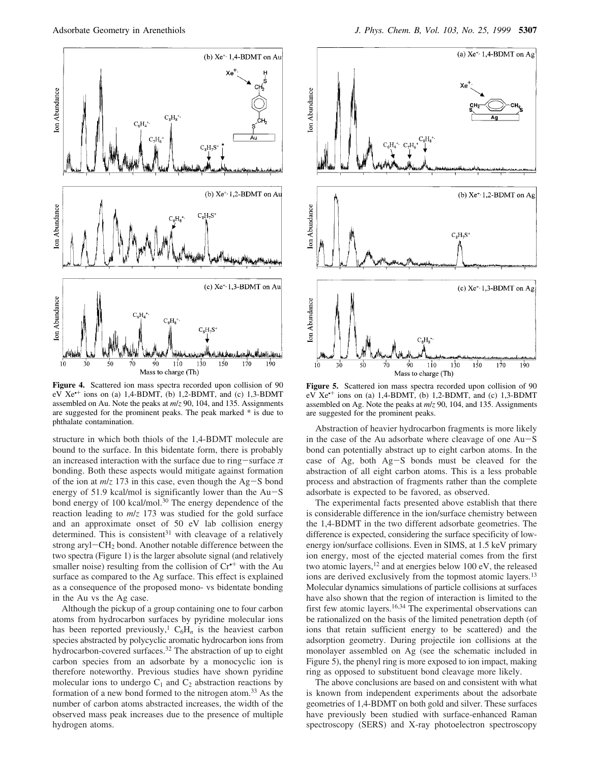(b) Xe+· 1,4-BDMT on Au

Xe+·

Au

Ion Abundance

$C_6H_4^{+\cdot}$

$C_7H_6^{+}$

$C_8H_8^{+\cdot}$

$C_8H_7S^+$

*

(b) Xe+· 1,2-BDMT on Au

$C_8H_8^{+\cdot}$

$C_8H_7S^+$

(c) Xe+· 1,3-BDMT on Au

$C_6H_4^{+\cdot}$

$C_8H_8^{+\cdot}$

$C_8H_7S^+$

10 30 50 70 90 110 130 150 170 190

Mass to charge (Th)

**Figure 4.** Scattered ion mass spectra recorded upon collision of 90 eV Xe•+ ions on (a) 1,4-BDMT, (b) 1,2-BDMT, and (c) 1,3-BDMT assembled on Au. Note the peaks at $m/z$ 90, 104, and 135. Assignments are suggested for the prominent peaks. The peak marked * is due to phthalate contamination.

(a) Xe+· 1,4-BDMT on Ag

Xe+·

Ag

Ion Abundance

$C_6H_4^{+\cdot}$

$C_7H_6^{+}$

$C_8H_8^{+\cdot}$

(b) Xe+· 1,2-BDMT on Ag

$C_8H_7S^+$

(c) Xe+· 1,3-BDMT on Ag

$C_8H_8^{+\cdot}$

10 30 50 70 90 110 130 150 170 190

Mass to charge (Th)

**Figure 5.** Scattered ion mass spectra recorded upon collision of 90 eV Xe•+ ions on (a) 1,4-BDMT, (b) 1,2-BDMT, and (c) 1,3-BDMT assembled on Ag. Note the peaks at $m/z$ 90, 104, and 135. Assignments are suggested for the prominent peaks.

structure in which both thiols of the 1,4-BDMT molecule are bound to the surface. In this bidentate form, there is probably an increased interaction with the surface due to ring–surface π bonding. Both these aspects would mitigate against formation of the ion at $m/z$ 173 in this case, even though the Ag–S bond energy of 51.9 kcal/mol is significantly lower than the Au–S bond energy of 100 kcal/mol.[30] The energy dependence of the reaction leading to $m/z$ 173 was studied for the gold surface and an approximate onset of 50 eV lab collision energy determined. This is consistent[31] with cleavage of a relatively strong aryl–$CH_2$ bond. Another notable difference between the two spectra (Figure 1) is the larger absolute signal (and relatively smaller noise) resulting from the collision of Cr•+ with the Au surface as compared to the Ag surface. This effect is explained as a consequence of the proposed mono- vs bidentate bonding in the Au vs the Ag case.

Although the pickup of a group containing one to four carbon atoms from hydrocarbon surfaces by pyridine molecular ions has been reported previously,[1] $C_6H_n$ is the heaviest carbon species abstracted by polycyclic aromatic hydrocarbon ions from hydrocarbon-covered surfaces.[32] The abstraction of up to eight carbon species from an adsorbate by a monocyclic ion is therefore noteworthy. Previous studies have shown pyridine molecular ions to undergo $C_1$ and $C_2$ abstraction reactions by formation of a new bond formed to the nitrogen atom.[33] As the number of carbon atoms abstracted increases, the width of the observed mass peak increases due to the presence of multiple hydrogen atoms.

Abstraction of heavier hydrocarbon fragments is more likely in the case of the Au adsorbate where cleavage of one Au–S bond can potentially abstract up to eight carbon atoms. In the case of Ag, both Ag–S bonds must be cleaved for the abstraction of all eight carbon atoms. This is a less probable process and abstraction of fragments rather than the complete adsorbate is expected to be favored, as observed.

The experimental facts presented above establish that there is considerable difference in the ion/surface chemistry between the 1,4-BDMT in the two different adsorbate geometries. The difference is expected, considering the surface specificity of low-energy ion/surface collisions. Even in SIMS, at 1.5 keV primary ion energy, most of the ejected material comes from the first two atomic layers,[12] and at energies below 100 eV, the released ions are derived exclusively from the topmost atomic layers.[13] Molecular dynamics simulations of particle collisions at surfaces have also shown that the region of interaction is limited to the first few atomic layers.[16,34] The experimental observations can be rationalized on the basis of the limited penetration depth (of ions that retain sufficient energy to be scattered) and the adsorption geometry. During projectile ion collisions at the monolayer assembled on Ag (see the schematic included in Figure 5), the phenyl ring is more exposed to ion impact, making ring as opposed to substituent bond cleavage more likely.

The above conclusions are based on and consistent with what is known from independent experiments about the adsorbate geometries of 1,4-BDMT on both gold and silver. These surfaces have previously been studied with surface-enhanced Raman spectroscopy (SERS) and X-ray photoelectron spectroscopy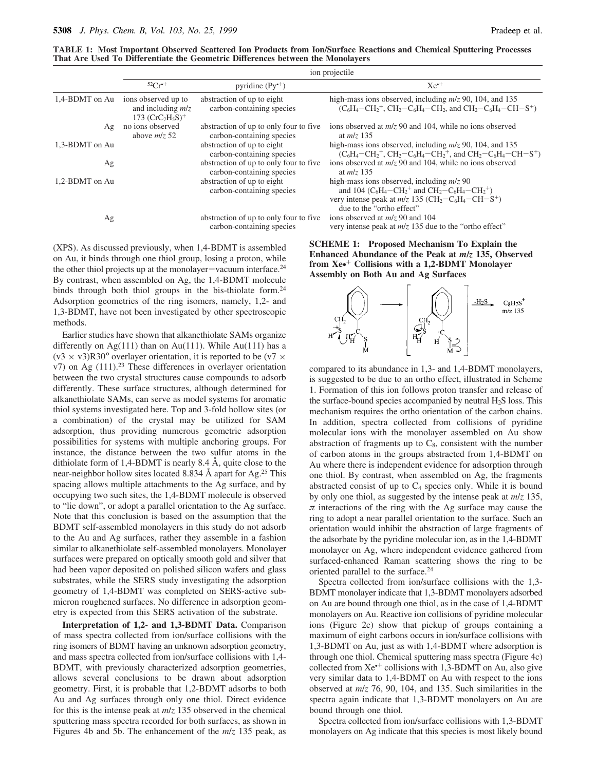**TABLE 1: Most Important Observed Scattered Ion Products from Ion/Surface Reactions and Chemical Sputtering Processes That Are Used To Differentiate the Geometric Differences between the Monolayers**

| | ion projectile | | |
|---|---|---|---|
| | $^{52}Cr^{\bullet+}$ | pyridine ($Py^{\bullet+}$) | $Xe^{\bullet+}$ |
| 1,4-BDMT on Au | ions observed up to and including $m/z$ 173 $(CrC_7H_5S)^+$ | abstraction of up to eight carbon-containing species | high-mass ions observed, including $m/z$ 90, 104, and 135 ($C_6H_4{-}CH_2^+$, $CH_2{-}C_6H_4{-}CH_2$, and $CH_2{-}C_6H_4{-}CH{-}S^+$) |
| Ag | no ions observed above $m/z$ 52 | abstraction of up to only four to five carbon-containing species | ions observed at $m/z$ 90 and 104, while no ions observed at $m/z$ 135 |
| 1,3-BDMT on Au | | abstraction of up to eight carbon-containing species | high-mass ions observed, including $m/z$ 90, 104, and 135 ($C_6H_4{-}CH_2^+$, $CH_2{-}C_6H_4{-}CH_2^+$, and $CH_2{-}C_6H_4{-}CH{-}S^+$) |
| Ag | | abstraction of up to only four to five carbon-containing species | ions observed at $m/z$ 90 and 104, while no ions observed at $m/z$ 135 |
| 1,2-BDMT on Au | | abstraction of up to eight carbon-containing species | high-mass ions observed, including $m/z$ 90 and 104 ($C_6H_4{-}CH_2^+$ and $CH_2{-}C_6H_4{-}CH_2^+$) very intense peak at $m/z$ 135 ($CH_2{-}C_6H_4{-}CH{-}S^+$) due to the "ortho effect" |
| Ag | | abstraction of up to only four to five carbon-containing species | ions observed at $m/z$ 90 and 104 very intense peak at $m/z$ 135 due to the "ortho effect" |

(XPS). As discussed previously, when 1,4-BDMT is assembled on Au, it binds through one thiol group, losing a proton, while the other thiol projects up at the monolayer−vacuum interface.[24] By contrast, when assembled on Ag, the 1,4-BDMT molecule binds through both thiol groups in the bis-thiolate form.[24] Adsorption geometries of the ring isomers, namely, 1,2- and 1,3-BDMT, have not been investigated by other spectroscopic methods.

Earlier studies have shown that alkanethiolate SAMs organize differently on Ag(111) than on Au(111). While Au(111) has a ($\sqrt{3} \times \sqrt{3}$)R30° overlayer orientation, it is reported to be ($\sqrt{7} \times \sqrt{7}$) on Ag (111).[23] These differences in overlayer orientation between the two crystal structures cause compounds to adsorb differently. These surface structures, although determined for alkanethiolate SAMs, can serve as model systems for aromatic thiol systems investigated here. Top and 3-fold hollow sites (or a combination) of the crystal may be utilized for SAM adsorption, thus providing numerous geometric adsorption possibilities for systems with multiple anchoring groups. For instance, the distance between the two sulfur atoms in the dithiolate form of 1,4-BDMT is nearly 8.4 Å, quite close to the near-neighbor hollow sites located 8.834 Å apart for Ag.[25] This spacing allows multiple attachments to the Ag surface, and by occupying two such sites, the 1,4-BDMT molecule is observed to "lie down", or adopt a parallel orientation to the Ag surface. Note that this conclusion is based on the assumption that the BDMT self-assembled monolayers in this study do not adsorb to the Au and Ag surfaces, rather they assemble in a fashion similar to alkanethiolate self-assembled monolayers. Monolayer surfaces were prepared on optically smooth gold and silver that had been vapor deposited on polished silicon wafers and glass substrates, while the SERS study investigating the adsorption geometry of 1,4-BDMT was completed on SERS-active submicron roughened surfaces. No difference in adsorption geometry is expected from this SERS activation of the substrate.

**Interpretation of 1,2- and 1,3-BDMT Data.** Comparison of mass spectra collected from ion/surface collisions with the ring isomers of BDMT having an unknown adsorption geometry, and mass spectra collected from ion/surface collisions with 1,4-BDMT, with previously characterized adsorption geometries, allows several conclusions to be drawn about adsorption geometry. First, it is probable that 1,2-BDMT adsorbs to both Au and Ag surfaces through only one thiol. Direct evidence for this is the intense peak at $m/z$ 135 observed in the chemical sputtering mass spectra recorded for both surfaces, as shown in Figures 4b and 5b. The enhancement of the $m/z$ 135 peak, as compared to its abundance in 1,3- and 1,4-BDMT monolayers, is suggested to be due to an ortho effect, illustrated in Scheme 1. Formation of this ion follows proton transfer and release of the surface-bound species accompanied by neutral $H_2S$ loss. This mechanism requires the ortho orientation of the carbon chains. In addition, spectra collected from collisions of pyridine molecular ions with the monolayer assembled on Au show abstraction of fragments up to $C_8$, consistent with the number of carbon atoms in the groups abstracted from 1,4-BDMT on Au where there is independent evidence for adsorption through one thiol. By contrast, when assembled on Ag, the fragments abstracted consist of up to $C_4$ species only. While it is bound by only one thiol, as suggested by the intense peak at $m/z$ 135, $\pi$ interactions of the ring with the Ag surface may cause the ring to adopt a near parallel orientation to the surface. Such an orientation would inhibit the abstraction of large fragments of the adsorbate by the pyridine molecular ion, as in the 1,4-BDMT monolayer on Ag, where independent evidence gathered from surfaced-enhanced Raman scattering shows the ring to be oriented parallel to the surface.[24]

**SCHEME 1: Proposed Mechanism To Explain the Enhanced Abundance of the Peak at $m/z$ 135, Observed from $Xe^{\bullet+}$ Collisions with a 1,2-BDMT Monolayer Assembly on Both Au and Ag Surfaces**

$-H_2S$ $C_8H_7S^+$ $m/z$ 135

Spectra collected from ion/surface collisions with the 1,3-BDMT monolayer indicate that 1,3-BDMT monolayers adsorbed on Au are bound through one thiol, as in the case of 1,4-BDMT monolayers on Au. Reactive ion collisions of pyridine molecular ions (Figure 2c) show that pickup of groups containing a maximum of eight carbons occurs in ion/surface collisions with 1,3-BDMT on Au, just as with 1,4-BDMT where adsorption is through one thiol. Chemical sputtering mass spectra (Figure 4c) collected from $Xe^{\bullet+}$ collisions with 1,3-BDMT on Au, also give very similar data to 1,4-BDMT on Au with respect to the ions observed at $m/z$ 76, 90, 104, and 135. Such similarities in the spectra again indicate that 1,3-BDMT monolayers on Au are bound through one thiol.

Spectra collected from ion/surface collisions with 1,3-BDMT monolayers on Ag indicate that this species is most likely bound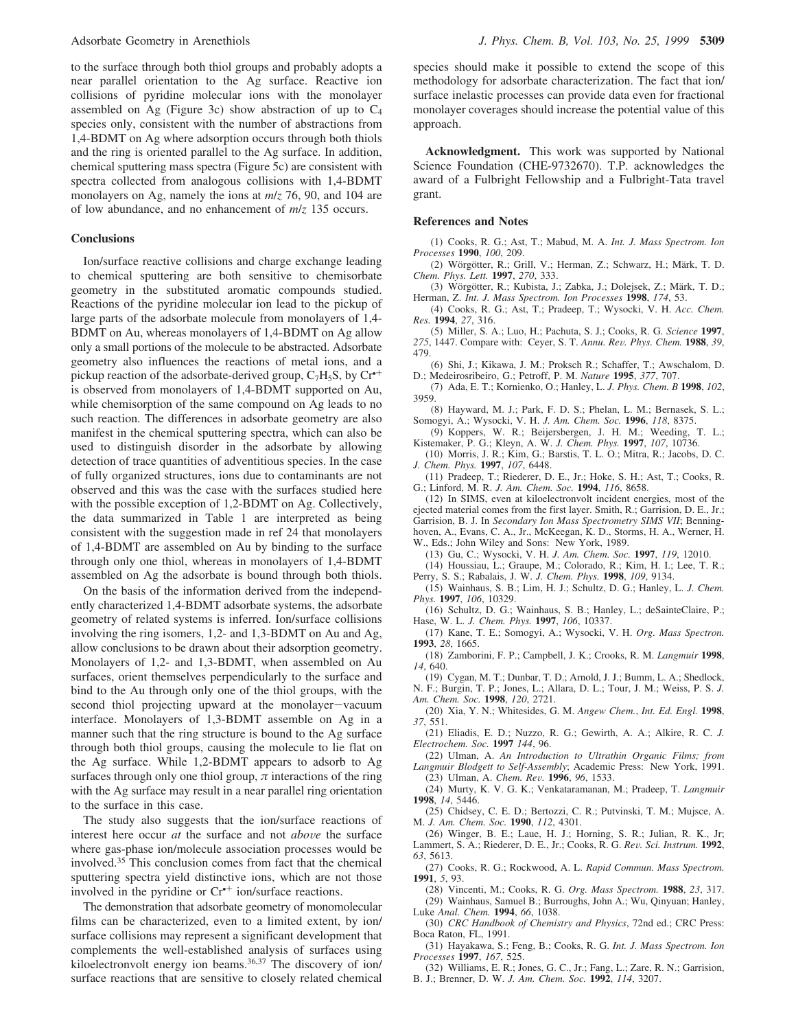to the surface through both thiol groups and probably adopts a near parallel orientation to the Ag surface. Reactive ion collisions of pyridine molecular ions with the monolayer assembled on Ag (Figure 3c) show abstraction of up to $C_4$ species only, consistent with the number of abstractions from 1,4-BDMT on Ag where adsorption occurs through both thiols and the ring is oriented parallel to the Ag surface. In addition, chemical sputtering mass spectra (Figure 5c) are consistent with spectra collected from analogous collisions with 1,4-BDMT monolayers on Ag, namely the ions at *m/z* 76, 90, and 104 are of low abundance, and no enhancement of *m/z* 135 occurs.

## Conclusions

Ion/surface reactive collisions and charge exchange leading to chemical sputtering are both sensitive to chemisorbate geometry in the substituted aromatic compounds studied. Reactions of the pyridine molecular ion lead to the pickup of large parts of the adsorbate molecule from monolayers of 1,4-BDMT on Au, whereas monolayers of 1,4-BDMT on Ag allow only a small portions of the molecule to be abstracted. Adsorbate geometry also influences the reactions of metal ions, and a pickup reaction of the adsorbate-derived group, $C_7H_5S$, by $Cr^{•+}$ is observed from monolayers of 1,4-BDMT supported on Au, while chemisorption of the same compound on Ag leads to no such reaction. The differences in adsorbate geometry are also manifest in the chemical sputtering spectra, which can also be used to distinguish disorder in the adsorbate by allowing detection of trace quantities of adventitious species. In the case of fully organized structures, ions due to contaminants are not observed and this was the case with the surfaces studied here with the possible exception of 1,2-BDMT on Ag. Collectively, the data summarized in Table 1 are interpreted as being consistent with the suggestion made in ref 24 that monolayers of 1,4-BDMT are assembled on Au by binding to the surface through only one thiol, whereas in monolayers of 1,4-BDMT assembled on Ag the adsorbate is bound through both thiols.

On the basis of the information derived from the independently characterized 1,4-BDMT adsorbate systems, the adsorbate geometry of related systems is inferred. Ion/surface collisions involving the ring isomers, 1,2- and 1,3-BDMT on Au and Ag, allow conclusions to be drawn about their adsorption geometry. Monolayers of 1,2- and 1,3-BDMT, when assembled on Au surfaces, orient themselves perpendicularly to the surface and bind to the Au through only one of the thiol groups, with the second thiol projecting upward at the monolayer–vacuum interface. Monolayers of 1,3-BDMT assemble on Ag in a manner such that the ring structure is bound to the Ag surface through both thiol groups, causing the molecule to lie flat on the Ag surface. While 1,2-BDMT appears to adsorb to Ag surfaces through only one thiol group, $\pi$ interactions of the ring with the Ag surface may result in a near parallel ring orientation to the surface in this case.

The study also suggests that the ion/surface reactions of interest here occur *at* the surface and not *above* the surface where gas-phase ion/molecule association processes would be involved.[35] This conclusion comes from fact that the chemical sputtering spectra yield distinctive ions, which are not those involved in the pyridine or $Cr^{•+}$ ion/surface reactions.

The demonstration that adsorbate geometry of monomolecular films can be characterized, even to a limited extent, by ion/surface collisions may represent a significant development that complements the well-established analysis of surfaces using kiloelectronvolt energy ion beams.[36,37] The discovery of ion/surface reactions that are sensitive to closely related chemical species should make it possible to extend the scope of this methodology for adsorbate characterization. The fact that ion/surface inelastic processes can provide data even for fractional monolayer coverages should increase the potential value of this approach.

**Acknowledgment.** This work was supported by National Science Foundation (CHE-9732670). T.P. acknowledges the award of a Fulbright Fellowship and a Fulbright-Tata travel grant.

## References and Notes

(1) Cooks, R. G.; Ast, T.; Mabud, M. A. *Int. J. Mass Spectrom. Ion Processes* **1990**, *100*, 209.

(2) Wörgötter, R.; Grill, V.; Herman, Z.; Schwarz, H.; Märk, T. D. *Chem. Phys. Lett.* **1997**, *270*, 333.

(3) Wörgötter, R.; Kubista, J.; Zabka, J.; Dolejsek, Z.; Märk, T. D.; Herman, Z. *Int. J. Mass Spectrom. Ion Processes* **1998**, *174*, 53.

(4) Cooks, R. G.; Ast, T.; Pradeep, T.; Wysocki, V. H. *Acc. Chem. Res.* **1994**, *27*, 316.

(5) Miller, S. A.; Luo, H.; Pachuta, S. J.; Cooks, R. G. *Science* **1997**, *275*, 1447. Compare with: Ceyer, S. T. *Annu. Rev. Phys. Chem.* **1988**, *39*, 479.

(6) Shi, J.; Kikawa, J. M.; Proksch R.; Schaffer, T.; Awschalom, D. D.; Medeirosribeiro, G.; Petroff, P. M. *Nature* **1995**, *377*, 707.

(7) Ada, E. T.; Kornienko, O.; Hanley, L. *J. Phys. Chem. B* **1998**, *102*, 3959.

(8) Hayward, M. J.; Park, F. D. S.; Phelan, L. M.; Bernasek, S. L.; Somogyi, A.; Wysocki, V. H. *J. Am. Chem. Soc.* **1996**, *118*, 8375.

(9) Koppers, W. R.; Beijersbergen, J. H. M.; Weeding, T. L.; Kistemaker, P. G.; Kleyn, A. W. *J. Chem. Phys.* **1997**, *107*, 10736.

(10) Morris, J. R.; Kim, G.; Barstis, T. L. O.; Mitra, R.; Jacobs, D. C. *J. Chem. Phys.* **1997**, *107*, 6448.

(11) Pradeep, T.; Riederer, D. E., Jr.; Hoke, S. H.; Ast, T.; Cooks, R. G.; *J. Am. Chem. Soc.* **1994**, *116*, 8658.

(12) In SIMS, even at kiloelectronvolt incident energies, most of the ejected material comes from the first layer. Smith, R.; Garrision, D. E., Jr.; Garrision, B. J. In *Secondary Ion Mass Spectrometry SIMS VII*; Benninghoven, A., Evans, C. A., Jr., McKeegan, K. D., Storms, H. A., Werner, H. W., Eds.; John Wiley and Sons: New York, 1989.

(13) Gu, C.; Wysocki, V. H. *J. Am. Chem. Soc.* **1997**, *119*, 12010.

(14) Houssiau, L.; Graupe, M.; Colorado, R.; Kim, H. I.; Lee, T. R.; Perry, S. S.; Rabalais, J. W. *J. Chem. Phys.* **1998**, *109*, 9134.

(15) Wainhaus, S. B.; Lim, H. J.; Schultz, D. G.; Hanley, L. *J. Chem. Phys.* **1997**, *106*, 10329.

(16) Schultz, D. G.; Wainhaus, S. B.; Hanley, L.; deSainteClaire, P.; Hase, W. L. *J. Chem. Phys.* **1997**, *106*, 10337.

(17) Kane, T. E.; Somogyi, A.; Wysocki, V. H. *Org. Mass Spectron.* **1993**, *28*, 1665.

(18) Zamborini, F. P.; Campbell, J. K.; Crooks, R. M. *Langmuir* **1998**, *14*, 640.

(19) Cygan, M. T.; Dunbar, T. D.; Arnold, J. J.; Bumm, L. A.; Shedlock, N. F.; Burgin, T. P.; Jones, L.; Allara, D. L.; Tour, J. M.; Weiss, P. S. *J. Am. Chem. Soc.* **1998**, *120*, 2721.

(20) Xia, Y. N.; Whitesides, G. M. *Angew Chem., Int. Ed. Engl.* **1998**, *37*, 551.

(21) Eliadis, E. D.; Nuzzo, R. G.; Gewirth, A. A.; Alkire, R. C. *J. Electrochem. Soc.* **1997** *144*, 96.

(22) Ulman, A. *An Introduction to Ultrathin Organic Films; from Langmuir Blodgett to Self-Assembly*; Academic Press: New York, 1991.

(23) Ulman, A. *Chem. Rev.* **1996**, *96*, 1533.

(24) Murty, K. V. G. K.; Venkataramanan, M.; Pradeep, T. *Langmuir* **1998**, *14*, 5446.

(25) Chidsey, C. E. D.; Bertozzi, C. R.; Putvinski, T. M.; Mujsce, A. M. *J. Am. Chem. Soc.* **1990**, *112*, 4301.

(26) Winger, B. E.; Laue, H. J.; Horning, S. R.; Julian, R. K., Jr; Lammert, S. A.; Riederer, D. E., Jr.; Cooks, R. G. *Rev. Sci. Instrum.* **1992**, *63*, 5613.

(27) Cooks, R. G.; Rockwood, A. L. *Rapid Commun. Mass Spectrom.* **1991**, *5*, 93.

(28) Vincenti, M.; Cooks, R. G. *Org. Mass Spectrom.* **1988**, *23*, 317.

(29) Wainhaus, Samuel B.; Burroughs, John A.; Wu, Qinyuan; Hanley, Luke *Anal. Chem.* **1994**, *66*, 1038.

(30) *CRC Handbook of Chemistry and Physics*, 72nd ed.; CRC Press: Boca Raton, FL, 1991.

(31) Hayakawa, S.; Feng, B.; Cooks, R. G. *Int. J. Mass Spectrom. Ion Processes* **1997**, *167*, 525.

(32) Williams, E. R.; Jones, G. C., Jr.; Fang, L.; Zare, R. N.; Garrision, B. J.; Brenner, D. W. *J. Am. Chem. Soc.* **1992**, *114*, 3207.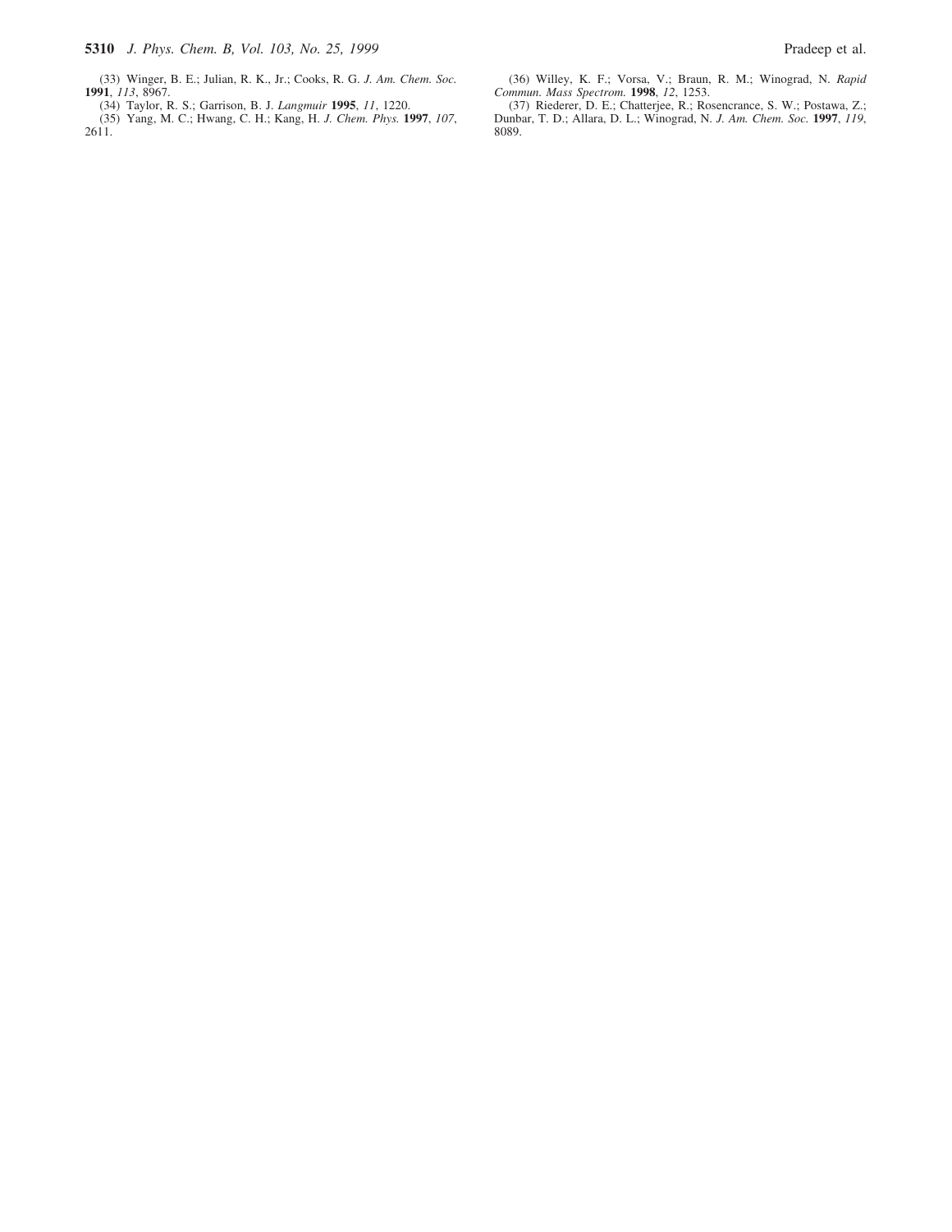(33) Winger, B. E.; Julian, R. K., Jr.; Cooks, R. G. *J. Am. Chem. Soc.* **1991**, *113*, 8967.

(34) Taylor, R. S.; Garrison, B. J. *Langmuir* **1995**, *11*, 1220.

(35) Yang, M. C.; Hwang, C. H.; Kang, H. *J. Chem. Phys.* **1997**, *107*, 2611.

(36) Willey, K. F.; Vorsa, V.; Braun, R. M.; Winograd, N. *Rapid Commun. Mass Spectrom.* **1998**, *12*, 1253.

(37) Riederer, D. E.; Chatterjee, R.; Rosencrance, S. W.; Postawa, Z.; Dunbar, T. D.; Allara, D. L.; Winograd, N. *J. Am. Chem. Soc.* **1997**, *119*, 8089.